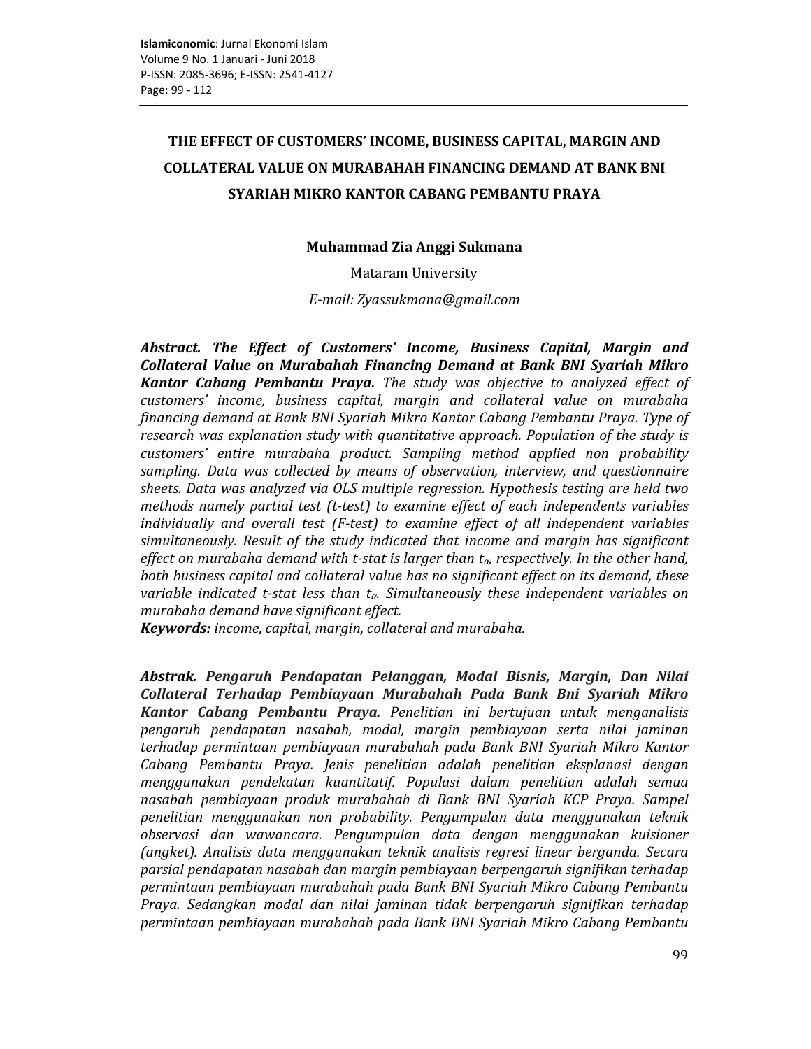# THE EFFECT OF CUSTOMERS' INCOME, BUSINESS CAPITAL, MARGIN AND COLLATERAL VALUE ON MURABAHAH FINANCING DEMAND AT BANK BNI SYARIAH MIKRO KANTOR CABANG PEMBANTU PRAYA

**Muhammad Zia Anggi Sukmana**

Mataram University

*E-mail: Zyassukmana@gmail.com*

***Abstract. The Effect of Customers' Income, Business Capital, Margin and Collateral Value on Murabahah Financing Demand at Bank BNI Syariah Mikro Kantor Cabang Pembantu Praya.*** *The study was objective to analyzed effect of customers' income, business capital, margin and collateral value on murabaha financing demand at Bank BNI Syariah Mikro Kantor Cabang Pembantu Praya. Type of research was explanation study with quantitative approach. Population of the study is customers' entire murabaha product. Sampling method applied non probability sampling. Data was collected by means of observation, interview, and questionnaire sheets. Data was analyzed via OLS multiple regression. Hypothesis testing are held two methods namely partial test (t-test) to examine effect of each independents variables individually and overall test (F-test) to examine effect of all independent variables simultaneously. Result of the study indicated that income and margin has significant effect on murabaha demand with t-stat is larger than $t_{\alpha}$, respectively. In the other hand, both business capital and collateral value has no significant effect on its demand, these variable indicated t-stat less than $t_{\alpha}$. Simultaneously these independent variables on murabaha demand have significant effect.*

***Keywords:*** *income, capital, margin, collateral and murabaha.*

***Abstrak. Pengaruh Pendapatan Pelanggan, Modal Bisnis, Margin, Dan Nilai Collateral Terhadap Pembiayaan Murabahah Pada Bank Bni Syariah Mikro Kantor Cabang Pembantu Praya.*** *Penelitian ini bertujuan untuk menganalisis pengaruh pendapatan nasabah, modal, margin pembiayaan serta nilai jaminan terhadap permintaan pembiayaan murabahah pada Bank BNI Syariah Mikro Kantor Cabang Pembantu Praya. Jenis penelitian adalah penelitian eksplanasi dengan menggunakan pendekatan kuantitatif. Populasi dalam penelitian adalah semua nasabah pembiayaan produk murabahah di Bank BNI Syariah KCP Praya. Sampel penelitian menggunakan non probability. Pengumpulan data menggunakan teknik observasi dan wawancara. Pengumpulan data dengan menggunakan kuisioner (angket). Analisis data menggunakan teknik analisis regresi linear berganda. Secara parsial pendapatan nasabah dan margin pembiayaan berpengaruh signifikan terhadap permintaan pembiayaan murabahah pada Bank BNI Syariah Mikro Cabang Pembantu Praya. Sedangkan modal dan nilai jaminan tidak berpengaruh signifikan terhadap permintaan pembiayaan murabahah pada Bank BNI Syariah Mikro Cabang Pembantu*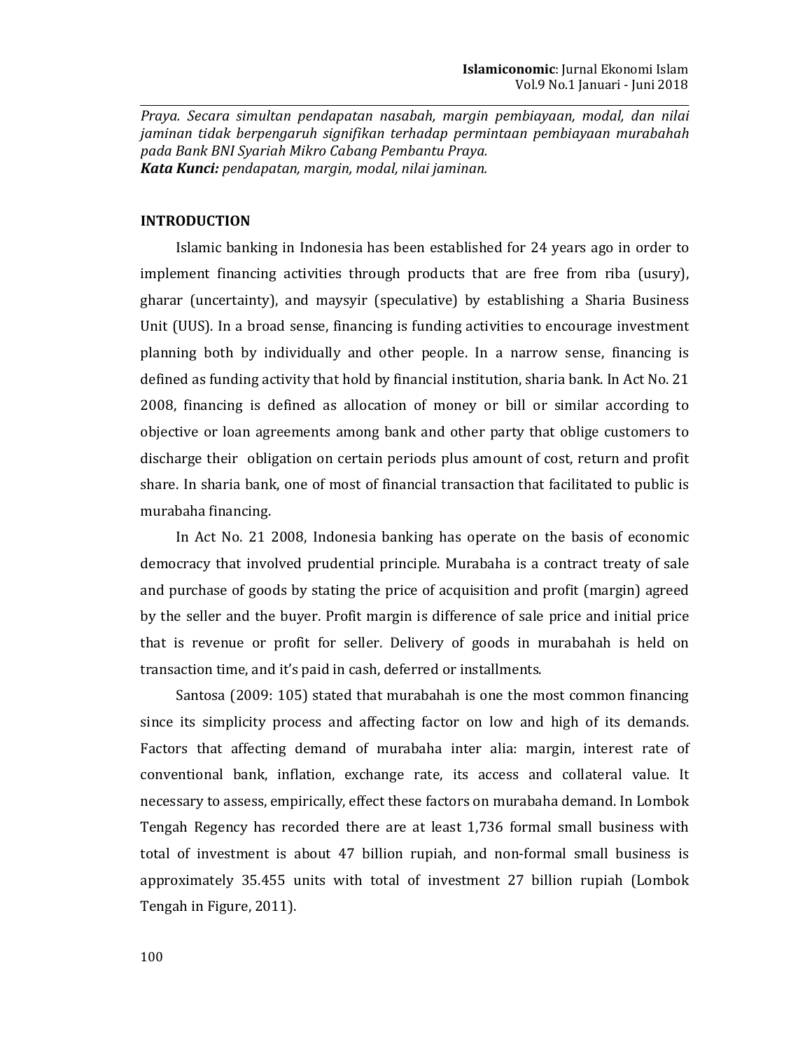*Praya. Secara simultan pendapatan nasabah, margin pembiayaan, modal, dan nilai jaminan tidak berpengaruh signifikan terhadap permintaan pembiayaan murabahah pada Bank BNI Syariah Mikro Cabang Pembantu Praya.*
***Kata Kunci:*** *pendapatan, margin, modal, nilai jaminan.*

## INTRODUCTION

Islamic banking in Indonesia has been established for 24 years ago in order to implement financing activities through products that are free from riba (usury), gharar (uncertainty), and maysyir (speculative) by establishing a Sharia Business Unit (UUS). In a broad sense, financing is funding activities to encourage investment planning both by individually and other people. In a narrow sense, financing is defined as funding activity that hold by financial institution, sharia bank. In Act No. 21 2008, financing is defined as allocation of money or bill or similar according to objective or loan agreements among bank and other party that oblige customers to discharge their obligation on certain periods plus amount of cost, return and profit share. In sharia bank, one of most of financial transaction that facilitated to public is murabaha financing.

In Act No. 21 2008, Indonesia banking has operate on the basis of economic democracy that involved prudential principle. Murabaha is a contract treaty of sale and purchase of goods by stating the price of acquisition and profit (margin) agreed by the seller and the buyer. Profit margin is difference of sale price and initial price that is revenue or profit for seller. Delivery of goods in murabahah is held on transaction time, and it's paid in cash, deferred or installments.

Santosa (2009: 105) stated that murabahah is one the most common financing since its simplicity process and affecting factor on low and high of its demands. Factors that affecting demand of murabaha inter alia: margin, interest rate of conventional bank, inflation, exchange rate, its access and collateral value. It necessary to assess, empirically, effect these factors on murabaha demand. In Lombok Tengah Regency has recorded there are at least 1,736 formal small business with total of investment is about 47 billion rupiah, and non-formal small business is approximately 35.455 units with total of investment 27 billion rupiah (Lombok Tengah in Figure, 2011).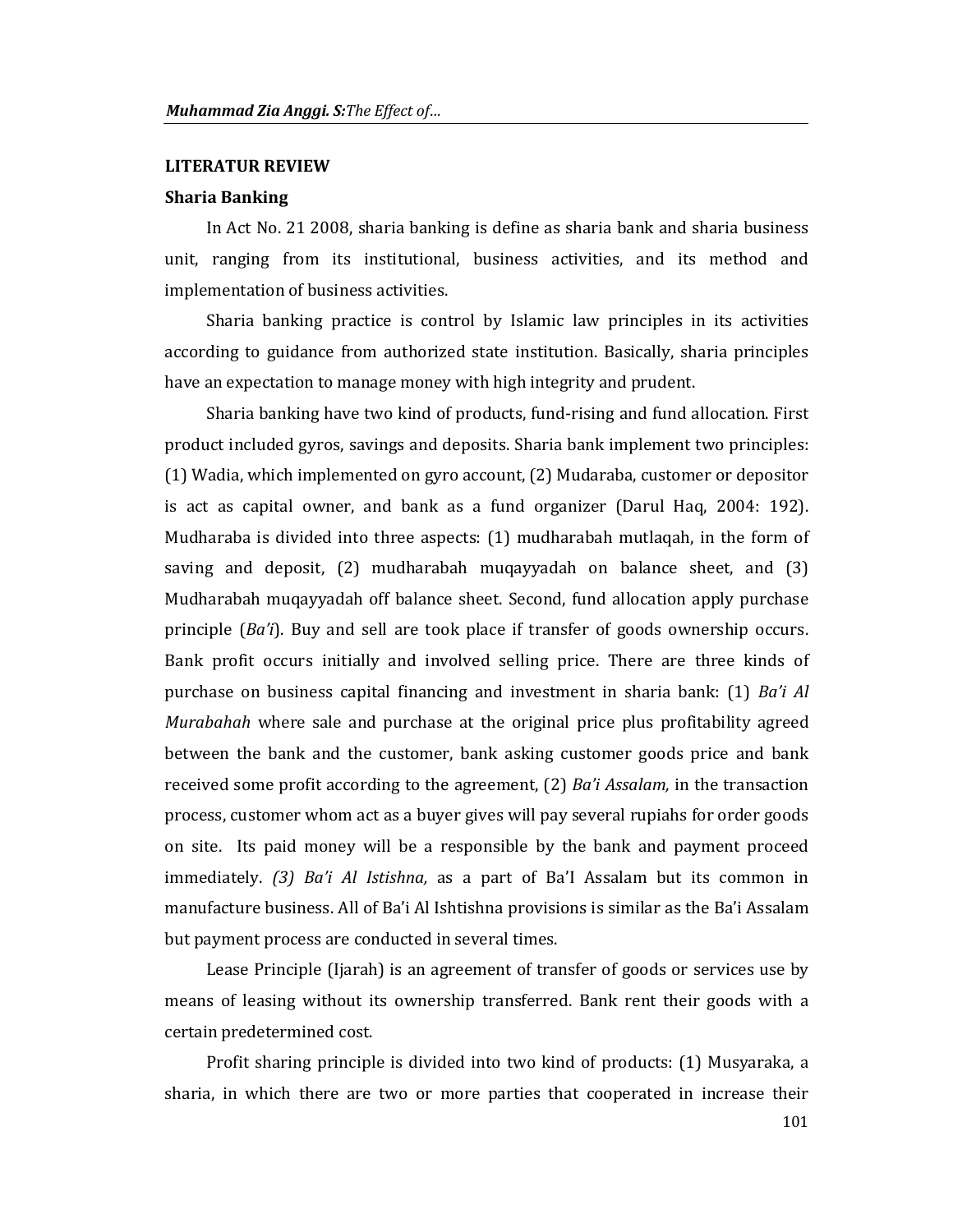## LITERATUR REVIEW

### Sharia Banking

In Act No. 21 2008, sharia banking is define as sharia bank and sharia business unit, ranging from its institutional, business activities, and its method and implementation of business activities.

Sharia banking practice is control by Islamic law principles in its activities according to guidance from authorized state institution. Basically, sharia principles have an expectation to manage money with high integrity and prudent.

Sharia banking have two kind of products, fund-rising and fund allocation. First product included gyros, savings and deposits. Sharia bank implement two principles: (1) Wadia, which implemented on gyro account, (2) Mudaraba, customer or depositor is act as capital owner, and bank as a fund organizer (Darul Haq, 2004: 192). Mudharaba is divided into three aspects: (1) mudharabah mutlaqah, in the form of saving and deposit, (2) mudharabah muqayyadah on balance sheet, and (3) Mudharabah muqayyadah off balance sheet. Second, fund allocation apply purchase principle (*Ba'i*). Buy and sell are took place if transfer of goods ownership occurs. Bank profit occurs initially and involved selling price. There are three kinds of purchase on business capital financing and investment in sharia bank: (1) *Ba'i Al Murabahah* where sale and purchase at the original price plus profitability agreed between the bank and the customer, bank asking customer goods price and bank received some profit according to the agreement, (2) *Ba'i Assalam,* in the transaction process, customer whom act as a buyer gives will pay several rupiahs for order goods on site. Its paid money will be a responsible by the bank and payment proceed immediately. *(3) Ba'i Al Istishna,* as a part of Ba'I Assalam but its common in manufacture business. All of Ba'i Al Ishtishna provisions is similar as the Ba'i Assalam but payment process are conducted in several times.

Lease Principle (Ijarah) is an agreement of transfer of goods or services use by means of leasing without its ownership transferred. Bank rent their goods with a certain predetermined cost.

Profit sharing principle is divided into two kind of products: (1) Musyaraka, a sharia, in which there are two or more parties that cooperated in increase their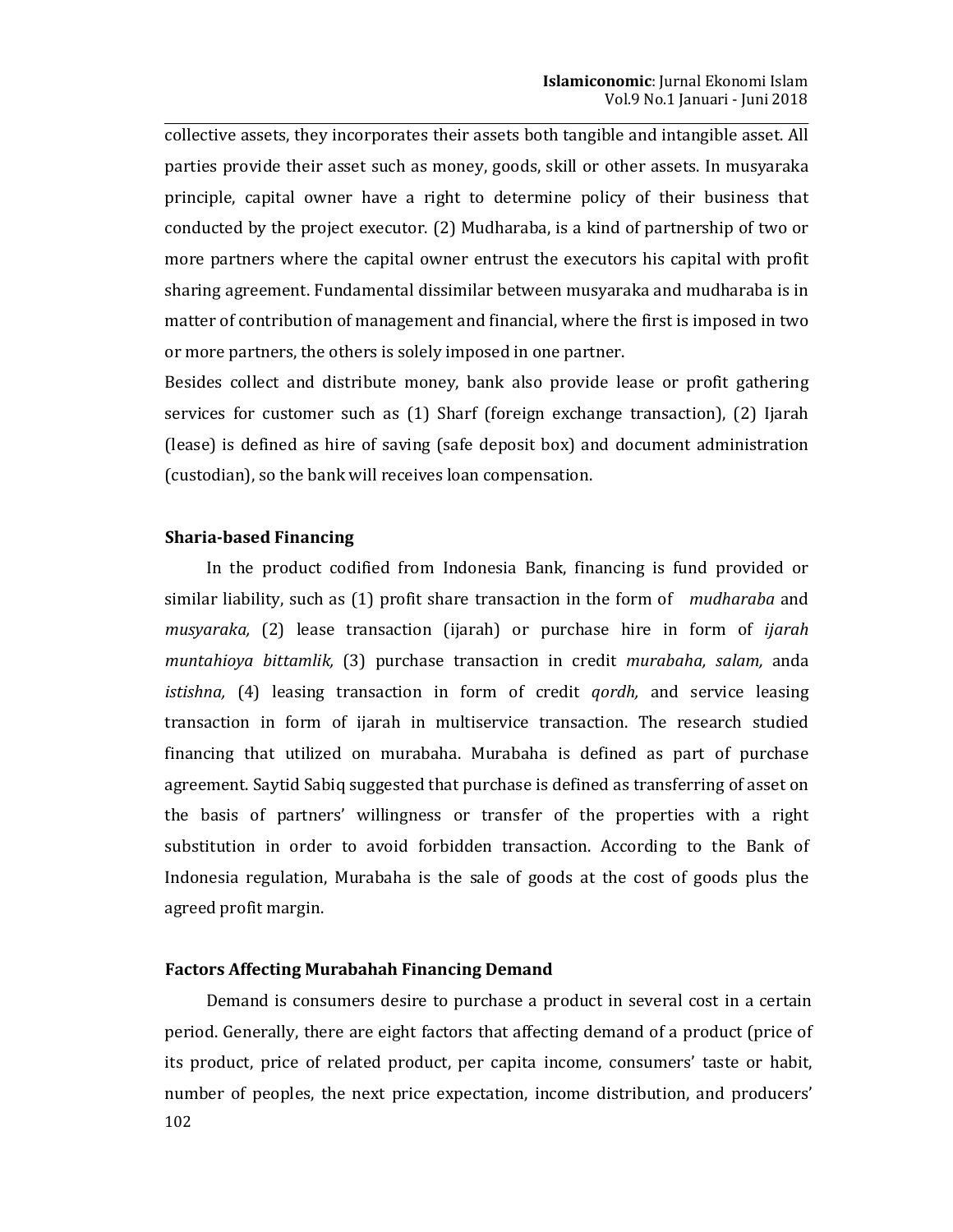collective assets, they incorporates their assets both tangible and intangible asset. All parties provide their asset such as money, goods, skill or other assets. In musyaraka principle, capital owner have a right to determine policy of their business that conducted by the project executor. (2) Mudharaba, is a kind of partnership of two or more partners where the capital owner entrust the executors his capital with profit sharing agreement. Fundamental dissimilar between musyaraka and mudharaba is in matter of contribution of management and financial, where the first is imposed in two or more partners, the others is solely imposed in one partner.

Besides collect and distribute money, bank also provide lease or profit gathering services for customer such as (1) Sharf (foreign exchange transaction), (2) Ijarah (lease) is defined as hire of saving (safe deposit box) and document administration (custodian), so the bank will receives loan compensation.

### Sharia-based Financing

In the product codified from Indonesia Bank, financing is fund provided or similar liability, such as (1) profit share transaction in the form of *mudharaba* and *musyaraka,* (2) lease transaction (ijarah) or purchase hire in form of *ijarah muntahioya bittamlik,* (3) purchase transaction in credit *murabaha, salam,* anda *istishna,* (4) leasing transaction in form of credit *qordh,* and service leasing transaction in form of ijarah in multiservice transaction. The research studied financing that utilized on murabaha. Murabaha is defined as part of purchase agreement. Saytid Sabiq suggested that purchase is defined as transferring of asset on the basis of partners' willingness or transfer of the properties with a right substitution in order to avoid forbidden transaction. According to the Bank of Indonesia regulation, Murabaha is the sale of goods at the cost of goods plus the agreed profit margin.

### Factors Affecting Murabahah Financing Demand

Demand is consumers desire to purchase a product in several cost in a certain period. Generally, there are eight factors that affecting demand of a product (price of its product, price of related product, per capita income, consumers' taste or habit, number of peoples, the next price expectation, income distribution, and producers'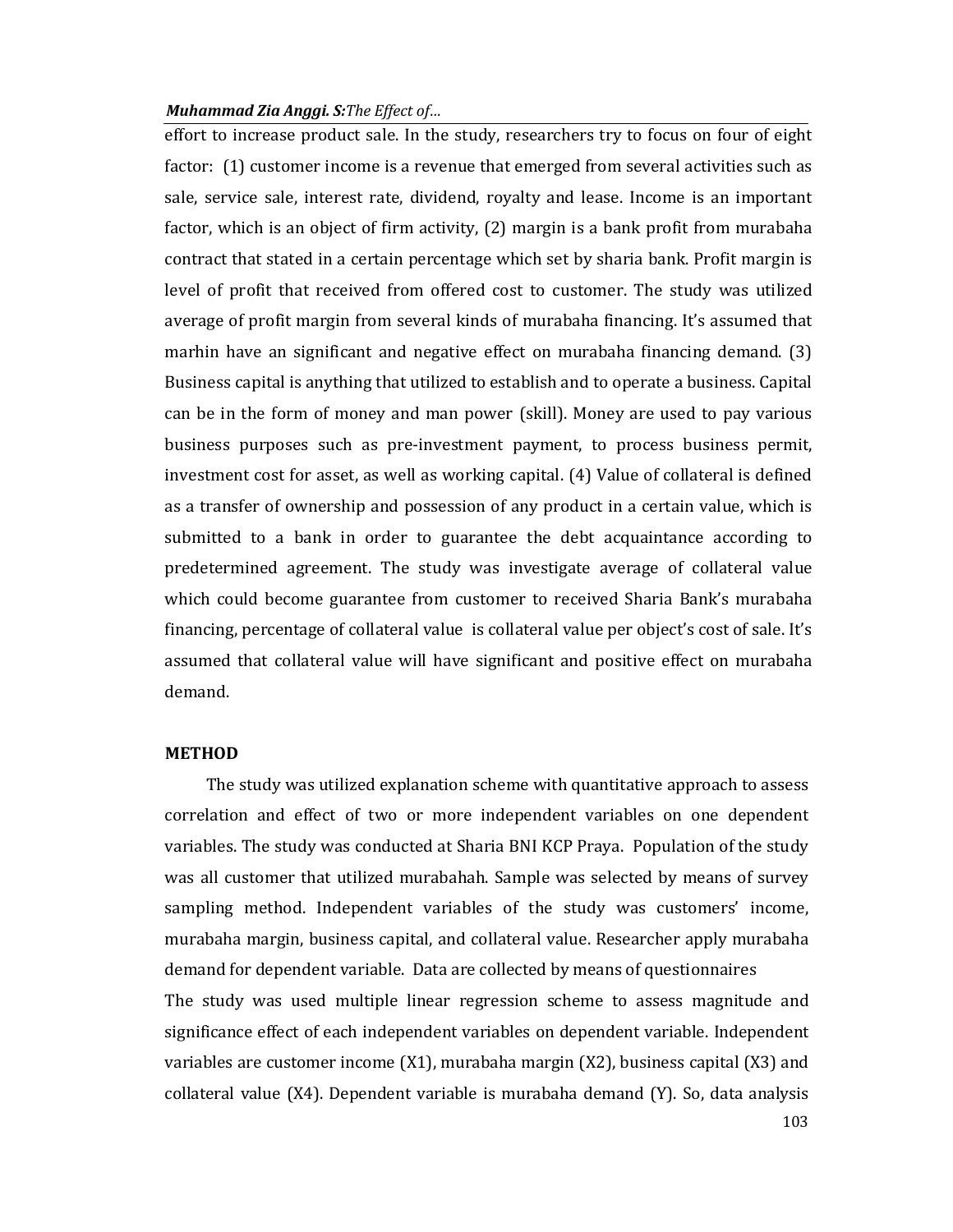effort to increase product sale. In the study, researchers try to focus on four of eight factor: (1) customer income is a revenue that emerged from several activities such as sale, service sale, interest rate, dividend, royalty and lease. Income is an important factor, which is an object of firm activity, (2) margin is a bank profit from murabaha contract that stated in a certain percentage which set by sharia bank. Profit margin is level of profit that received from offered cost to customer. The study was utilized average of profit margin from several kinds of murabaha financing. It's assumed that marhin have an significant and negative effect on murabaha financing demand. (3) Business capital is anything that utilized to establish and to operate a business. Capital can be in the form of money and man power (skill). Money are used to pay various business purposes such as pre-investment payment, to process business permit, investment cost for asset, as well as working capital. (4) Value of collateral is defined as a transfer of ownership and possession of any product in a certain value, which is submitted to a bank in order to guarantee the debt acquaintance according to predetermined agreement. The study was investigate average of collateral value which could become guarantee from customer to received Sharia Bank's murabaha financing, percentage of collateral value is collateral value per object's cost of sale. It's assumed that collateral value will have significant and positive effect on murabaha demand.

## METHOD

The study was utilized explanation scheme with quantitative approach to assess correlation and effect of two or more independent variables on one dependent variables. The study was conducted at Sharia BNI KCP Praya. Population of the study was all customer that utilized murabahah. Sample was selected by means of survey sampling method. Independent variables of the study was customers' income, murabaha margin, business capital, and collateral value. Researcher apply murabaha demand for dependent variable. Data are collected by means of questionnaires

The study was used multiple linear regression scheme to assess magnitude and significance effect of each independent variables on dependent variable. Independent variables are customer income ($X_1$), murabaha margin ($X_2$), business capital ($X_3$) and collateral value ($X_4$). Dependent variable is murabaha demand ($Y$). So, data analysis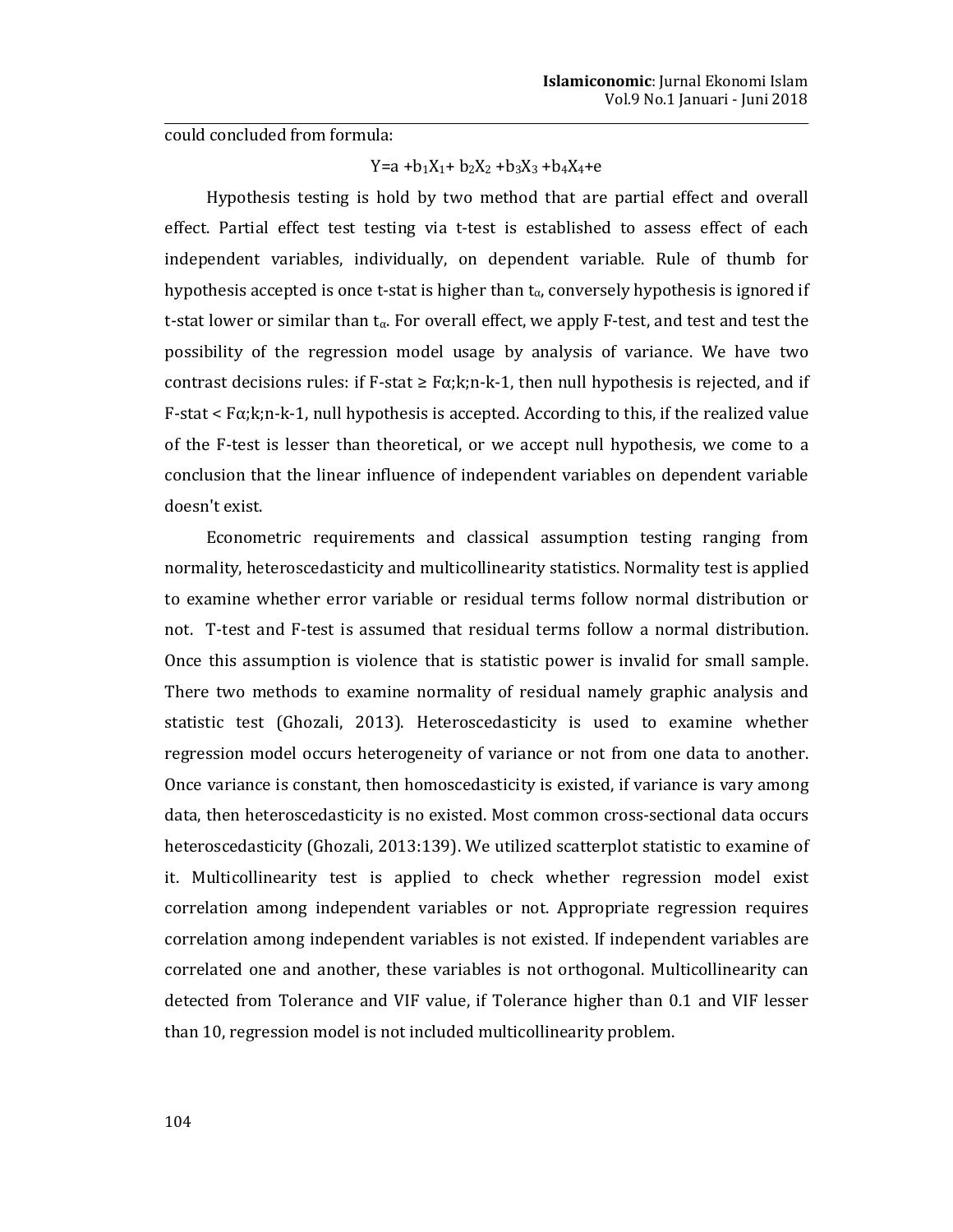could concluded from formula:

$$Y = a + b_1X_1 + b_2X_2 + b_3X_3 + b_4X_4 + e$$

Hypothesis testing is hold by two method that are partial effect and overall effect. Partial effect test testing via t-test is established to assess effect of each independent variables, individually, on dependent variable. Rule of thumb for hypothesis accepted is once t-stat is higher than $t_{\alpha}$, conversely hypothesis is ignored if t-stat lower or similar than $t_{\alpha}$. For overall effect, we apply F-test, and test and test the possibility of the regression model usage by analysis of variance. We have two contrast decisions rules: if F-stat $\geq F\alpha;k;n\text{-}k\text{-}1$, then null hypothesis is rejected, and if F-stat $< F\alpha;k;n\text{-}k\text{-}1$, null hypothesis is accepted. According to this, if the realized value of the F-test is lesser than theoretical, or we accept null hypothesis, we come to a conclusion that the linear influence of independent variables on dependent variable doesn't exist.

Econometric requirements and classical assumption testing ranging from normality, heteroscedasticity and multicollinearity statistics. Normality test is applied to examine whether error variable or residual terms follow normal distribution or not. T-test and F-test is assumed that residual terms follow a normal distribution. Once this assumption is violence that is statistic power is invalid for small sample. There two methods to examine normality of residual namely graphic analysis and statistic test (Ghozali, 2013). Heteroscedasticity is used to examine whether regression model occurs heterogeneity of variance or not from one data to another. Once variance is constant, then homoscedasticity is existed, if variance is vary among data, then heteroscedasticity is no existed. Most common cross-sectional data occurs heteroscedasticity (Ghozali, 2013:139). We utilized scatterplot statistic to examine of it. Multicollinearity test is applied to check whether regression model exist correlation among independent variables or not. Appropriate regression requires correlation among independent variables is not existed. If independent variables are correlated one and another, these variables is not orthogonal. Multicollinearity can detected from Tolerance and VIF value, if Tolerance higher than 0.1 and VIF lesser than 10, regression model is not included multicollinearity problem.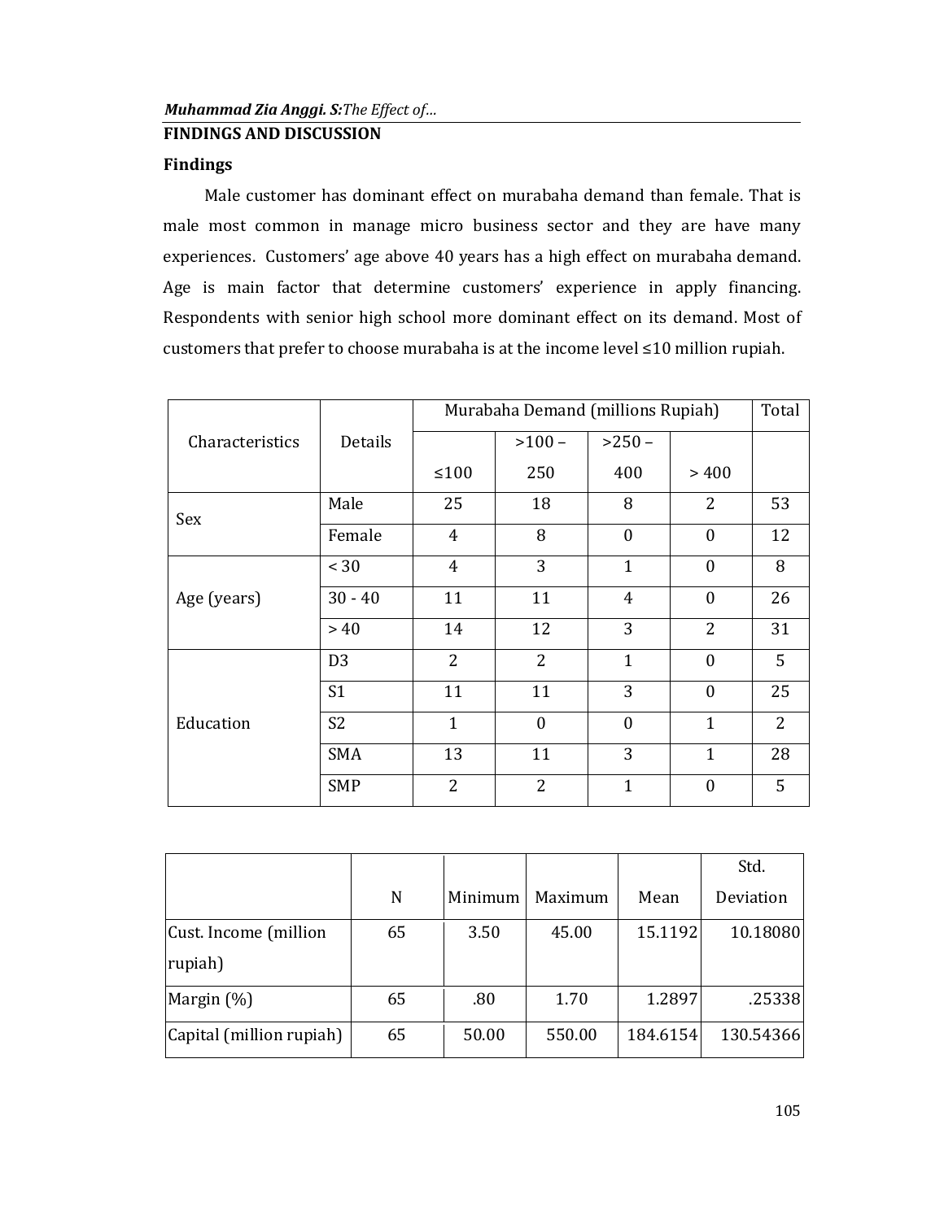## FINDINGS AND DISCUSSION

### Findings

Male customer has dominant effect on murabaha demand than female. That is male most common in manage micro business sector and they are have many experiences. Customers' age above 40 years has a high effect on murabaha demand. Age is main factor that determine customers' experience in apply financing. Respondents with senior high school more dominant effect on its demand. Most of customers that prefer to choose murabaha is at the income level ≤10 million rupiah.

| Characteristics | Details | Murabaha Demand (millions Rupiah) | | | | Total |
|---|---|---|---|---|---|---|
| | | ≤100 | >100 – 250 | >250 – 400 | > 400 | |
| Sex | Male | 25 | 18 | 8 | 2 | 53 |
| | Female | 4 | 8 | 0 | 0 | 12 |
| Age (years) | < 30 | 4 | 3 | 1 | 0 | 8 |
| | 30 - 40 | 11 | 11 | 4 | 0 | 26 |
| | > 40 | 14 | 12 | 3 | 2 | 31 |
| Education | D3 | 2 | 2 | 1 | 0 | 5 |
| | S1 | 11 | 11 | 3 | 0 | 25 |
| | S2 | 1 | 0 | 0 | 1 | 2 |
| | SMA | 13 | 11 | 3 | 1 | 28 |
| | SMP | 2 | 2 | 1 | 0 | 5 |

| | N | Minimum | Maximum | Mean | Std. Deviation |
|---|---|---|---|---|---|
| Cust. Income (million rupiah) | 65 | 3.50 | 45.00 | 15.1192 | 10.18080 |
| Margin (%) | 65 | .80 | 1.70 | 1.2897 | .25338 |
| Capital (million rupiah) | 65 | 50.00 | 550.00 | 184.6154 | 130.54366 |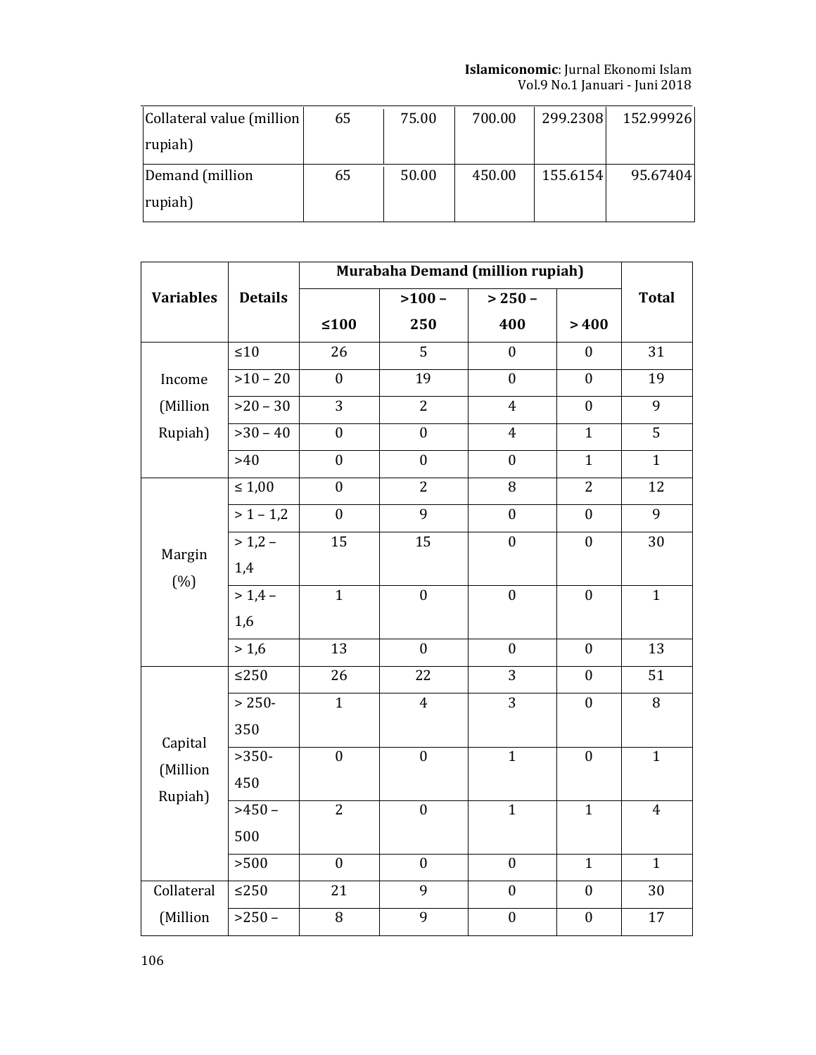| | | | | | |
|---|---|---|---|---|---|
| Collateral value (million rupiah) | 65 | 75.00 | 700.00 | 299.2308 | 152.99926 |
| Demand (million rupiah) | 65 | 50.00 | 450.00 | 155.6154 | 95.67404 |

| Variables | Details | Murabaha Demand (million rupiah) | | | | Total |
|---|---|---|---|---|---|---|
| | | ≤100 | >100 – 250 | > 250 – 400 | > 400 | |
| Income (Million Rupiah) | ≤10 | 26 | 5 | 0 | 0 | 31 |
| | >10 – 20 | 0 | 19 | 0 | 0 | 19 |
| | >20 – 30 | 3 | 2 | 4 | 0 | 9 |
| | >30 – 40 | 0 | 0 | 4 | 1 | 5 |
| | >40 | 0 | 0 | 0 | 1 | 1 |
| Margin (%) | ≤ 1,00 | 0 | 2 | 8 | 2 | 12 |
| | > 1 – 1,2 | 0 | 9 | 0 | 0 | 9 |
| | > 1,2 – 1,4 | 15 | 15 | 0 | 0 | 30 |
| | > 1,4 – 1,6 | 1 | 0 | 0 | 0 | 1 |
| | > 1,6 | 13 | 0 | 0 | 0 | 13 |
| Capital (Million Rupiah) | ≤250 | 26 | 22 | 3 | 0 | 51 |
| | > 250-350 | 1 | 4 | 3 | 0 | 8 |
| | >350-450 | 0 | 0 | 1 | 0 | 1 |
| | >450 – 500 | 2 | 0 | 1 | 1 | 4 |
| | >500 | 0 | 0 | 0 | 1 | 1 |
| Collateral (Million | ≤250 | 21 | 9 | 0 | 0 | 30 |
| | >250 – | 8 | 9 | 0 | 0 | 17 |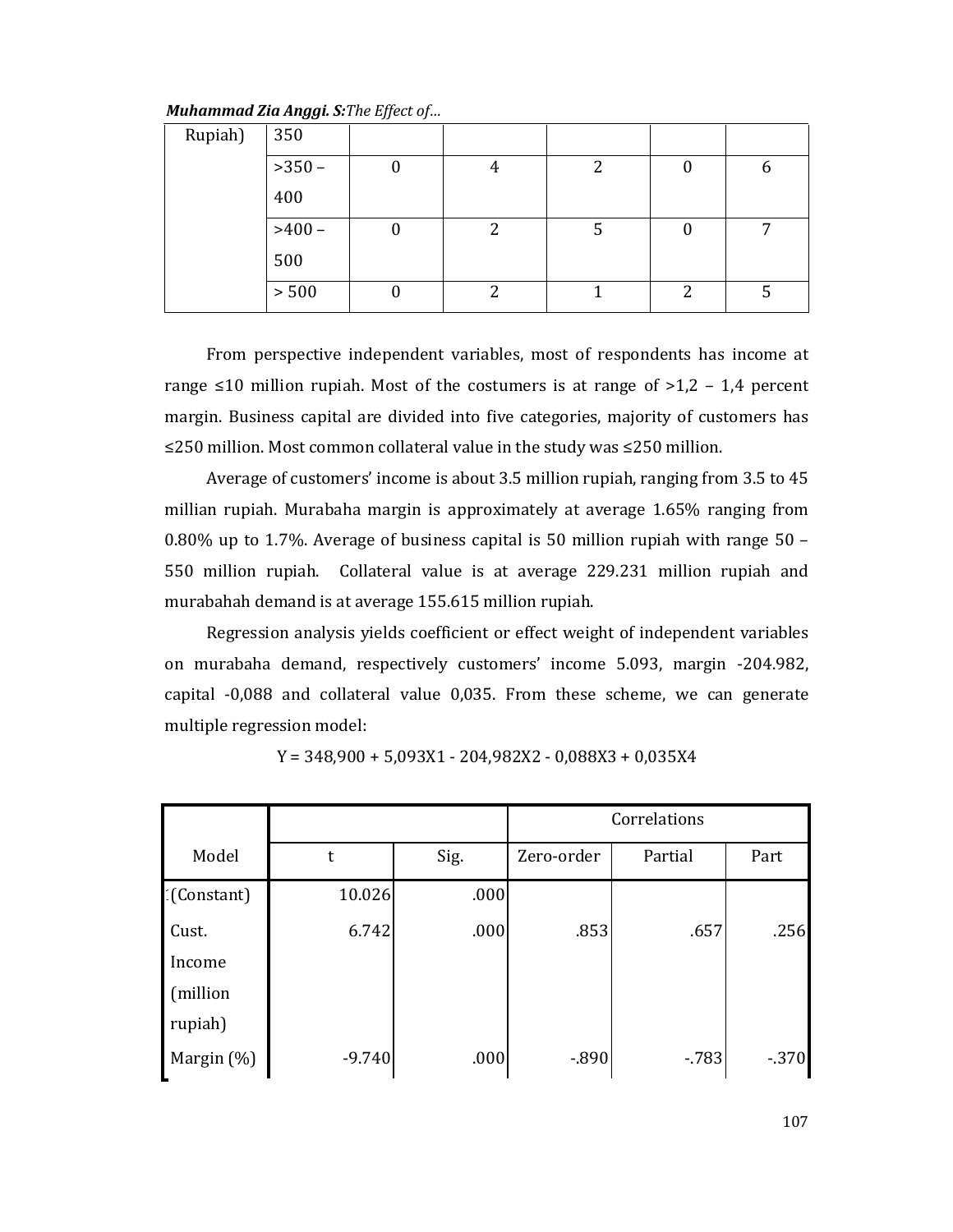| Rupiah) | 350 | | | | | |
|---|---|---|---|---|---|---|
| | >350 – 400 | 0 | 4 | 2 | 0 | 6 |
| | >400 – 500 | 0 | 2 | 5 | 0 | 7 |
| | > 500 | 0 | 2 | 1 | 2 | 5 |

From perspective independent variables, most of respondents has income at range ≤10 million rupiah. Most of the costumers is at range of >1,2 – 1,4 percent margin. Business capital are divided into five categories, majority of customers has ≤250 million. Most common collateral value in the study was ≤250 million.

Average of customers' income is about 3.5 million rupiah, ranging from 3.5 to 45 millian rupiah. Murabaha margin is approximately at average 1.65% ranging from 0.80% up to 1.7%. Average of business capital is 50 million rupiah with range 50 – 550 million rupiah. Collateral value is at average 229.231 million rupiah and murabahah demand is at average 155.615 million rupiah.

Regression analysis yields coefficient or effect weight of independent variables on murabaha demand, respectively customers' income 5.093, margin -204.982, capital -0,088 and collateral value 0,035. From these scheme, we can generate multiple regression model:

$$Y = 348{,}900 + 5{,}093X1 - 204{,}982X2 - 0{,}088X3 + 0{,}035X4$$

| Model | t | Sig. | Correlations | | |
|---|---|---|---|---|---|
| | | | Zero-order | Partial | Part |
| (Constant) | 10.026 | .000 | | | |
| Cust. Income (million rupiah) | 6.742 | .000 | .853 | .657 | .256 |
| Margin (%) | -9.740 | .000 | -.890 | -.783 | -.370 |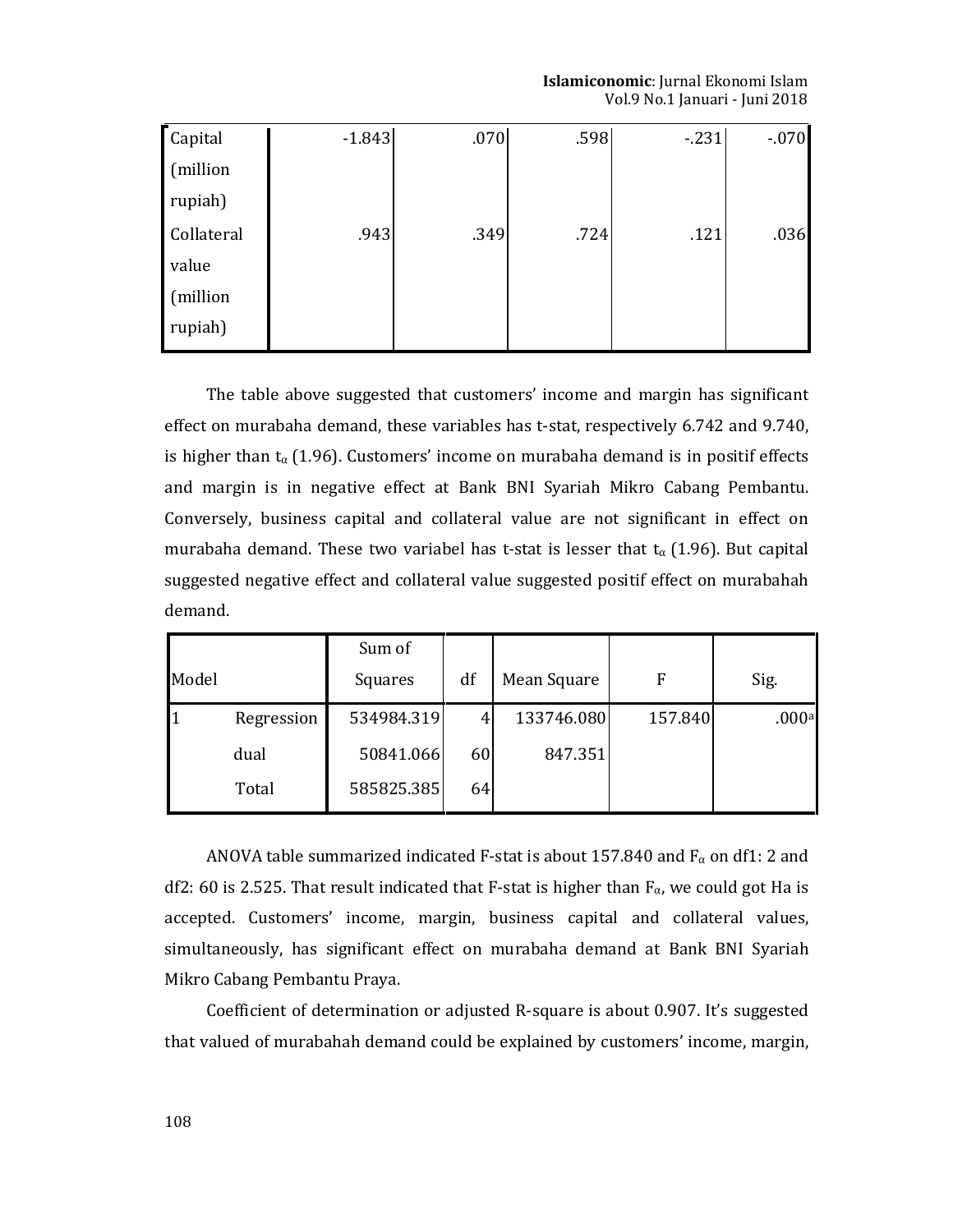| | | | | | |
|---|---|---|---|---|---|
| Capital (million rupiah) | -1.843 | .070 | .598 | -.231 | -.070 |
| Collateral value (million rupiah) | .943 | .349 | .724 | .121 | .036 |

The table above suggested that customers' income and margin has significant effect on murabaha demand, these variables has t-stat, respectively 6.742 and 9.740, is higher than $t_\alpha$ (1.96). Customers' income on murabaha demand is in positif effects and margin is in negative effect at Bank BNI Syariah Mikro Cabang Pembantu. Conversely, business capital and collateral value are not significant in effect on murabaha demand. These two variabel has t-stat is lesser that $t_\alpha$ (1.96). But capital suggested negative effect and collateral value suggested positif effect on murabahah demand.

| Model | | Sum of Squares | df | Mean Square | F | Sig. |
|---|---|---|---|---|---|---|
| 1 | Regression | 534984.319 | 4 | 133746.080 | 157.840 | .000[a] |
| | dual | 50841.066 | 60 | 847.351 | | |
| | Total | 585825.385 | 64 | | | |

ANOVA table summarized indicated F-stat is about 157.840 and $F_\alpha$ on df1: 2 and df2: 60 is 2.525. That result indicated that F-stat is higher than $F_\alpha$, we could got Ha is accepted. Customers' income, margin, business capital and collateral values, simultaneously, has significant effect on murabaha demand at Bank BNI Syariah Mikro Cabang Pembantu Praya.

Coefficient of determination or adjusted R-square is about 0.907. It's suggested that valued of murabahah demand could be explained by customers' income, margin,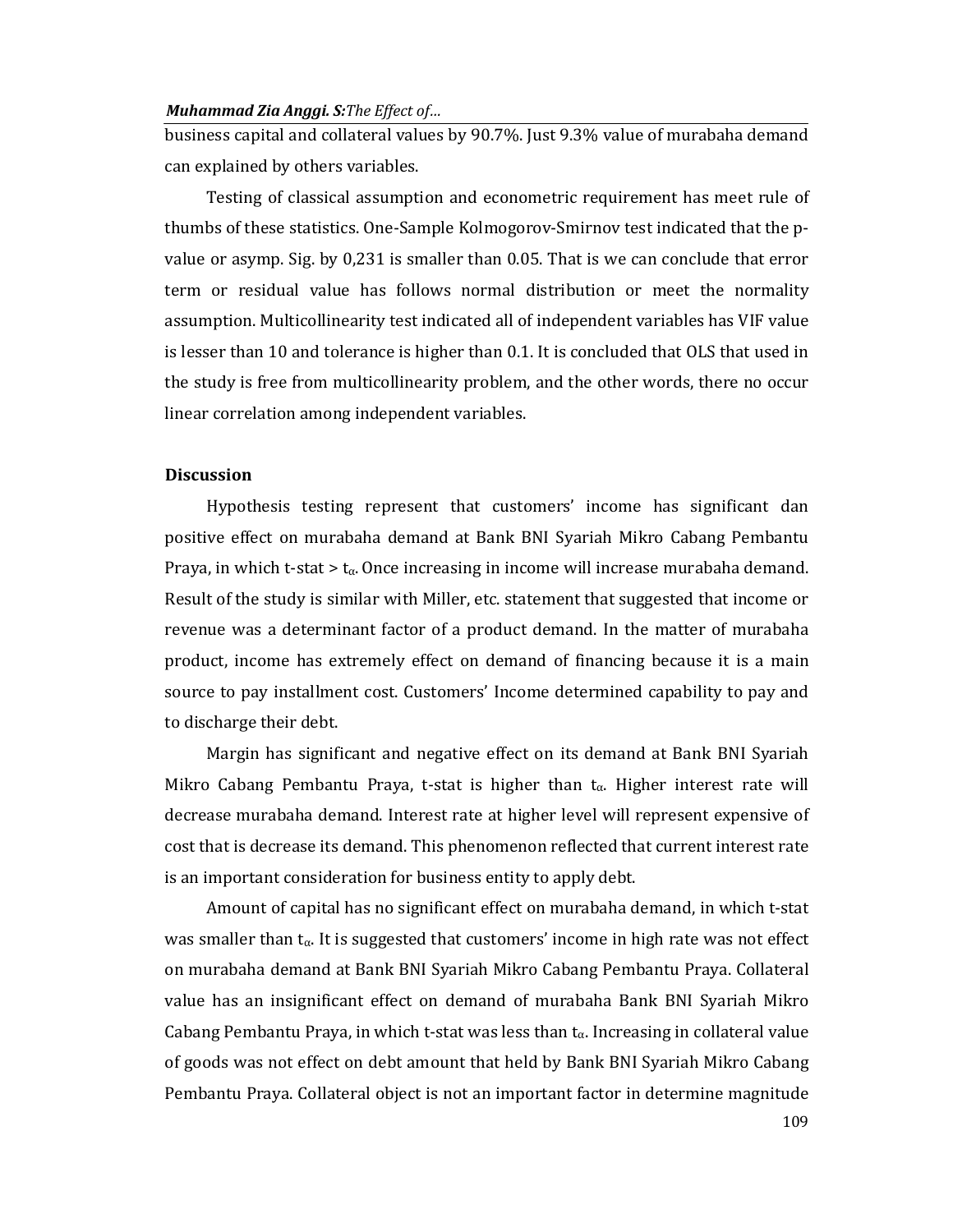business capital and collateral values by 90.7%. Just 9.3% value of murabaha demand can explained by others variables.

Testing of classical assumption and econometric requirement has meet rule of thumbs of these statistics. One-Sample Kolmogorov-Smirnov test indicated that the p-value or asymp. Sig. by 0,231 is smaller than 0.05. That is we can conclude that error term or residual value has follows normal distribution or meet the normality assumption. Multicollinearity test indicated all of independent variables has VIF value is lesser than 10 and tolerance is higher than 0.1. It is concluded that OLS that used in the study is free from multicollinearity problem, and the other words, there no occur linear correlation among independent variables.

### Discussion

Hypothesis testing represent that customers' income has significant dan positive effect on murabaha demand at Bank BNI Syariah Mikro Cabang Pembantu Praya, in which t-stat > $t_{\alpha}$. Once increasing in income will increase murabaha demand. Result of the study is similar with Miller, etc. statement that suggested that income or revenue was a determinant factor of a product demand. In the matter of murabaha product, income has extremely effect on demand of financing because it is a main source to pay installment cost. Customers' Income determined capability to pay and to discharge their debt.

Margin has significant and negative effect on its demand at Bank BNI Syariah Mikro Cabang Pembantu Praya, t-stat is higher than $t_{\alpha}$. Higher interest rate will decrease murabaha demand. Interest rate at higher level will represent expensive of cost that is decrease its demand. This phenomenon reflected that current interest rate is an important consideration for business entity to apply debt.

Amount of capital has no significant effect on murabaha demand, in which t-stat was smaller than $t_{\alpha}$. It is suggested that customers' income in high rate was not effect on murabaha demand at Bank BNI Syariah Mikro Cabang Pembantu Praya. Collateral value has an insignificant effect on demand of murabaha Bank BNI Syariah Mikro Cabang Pembantu Praya, in which t-stat was less than $t_{\alpha}$. Increasing in collateral value of goods was not effect on debt amount that held by Bank BNI Syariah Mikro Cabang Pembantu Praya. Collateral object is not an important factor in determine magnitude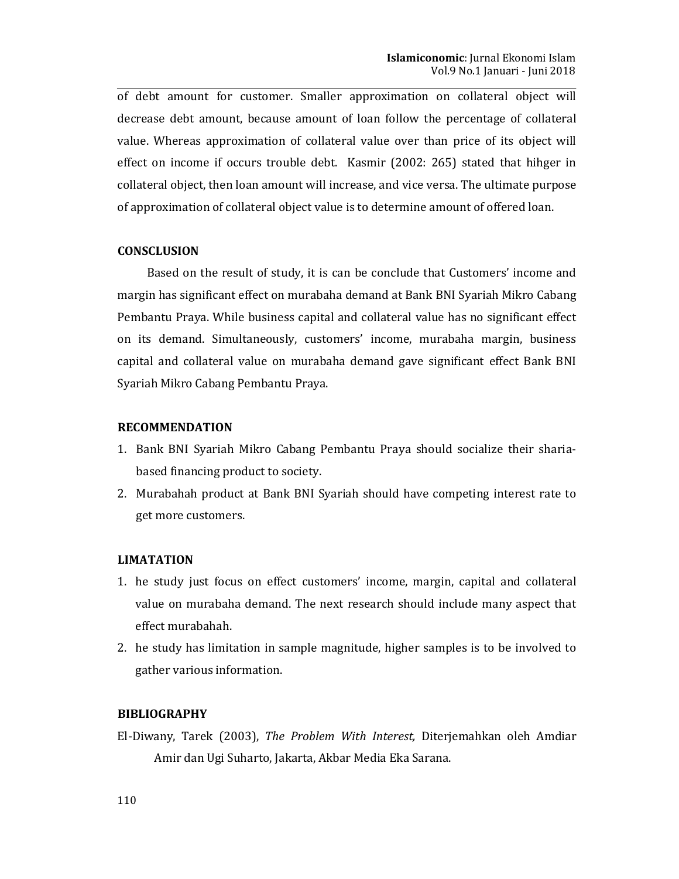of debt amount for customer. Smaller approximation on collateral object will decrease debt amount, because amount of loan follow the percentage of collateral value. Whereas approximation of collateral value over than price of its object will effect on income if occurs trouble debt. Kasmir (2002: 265) stated that hihger in collateral object, then loan amount will increase, and vice versa. The ultimate purpose of approximation of collateral object value is to determine amount of offered loan.

## CONSCLUSION

Based on the result of study, it is can be conclude that Customers' income and margin has significant effect on murabaha demand at Bank BNI Syariah Mikro Cabang Pembantu Praya. While business capital and collateral value has no significant effect on its demand. Simultaneously, customers' income, murabaha margin, business capital and collateral value on murabaha demand gave significant effect Bank BNI Syariah Mikro Cabang Pembantu Praya.

## RECOMMENDATION

1. Bank BNI Syariah Mikro Cabang Pembantu Praya should socialize their sharia-based financing product to society.
2. Murabahah product at Bank BNI Syariah should have competing interest rate to get more customers.

## LIMATATION

1. he study just focus on effect customers' income, margin, capital and collateral value on murabaha demand. The next research should include many aspect that effect murabahah.
2. he study has limitation in sample magnitude, higher samples is to be involved to gather various information.

## BIBLIOGRAPHY

El-Diwany, Tarek (2003), *The Problem With Interest,* Diterjemahkan oleh Amdiar Amir dan Ugi Suharto, Jakarta, Akbar Media Eka Sarana.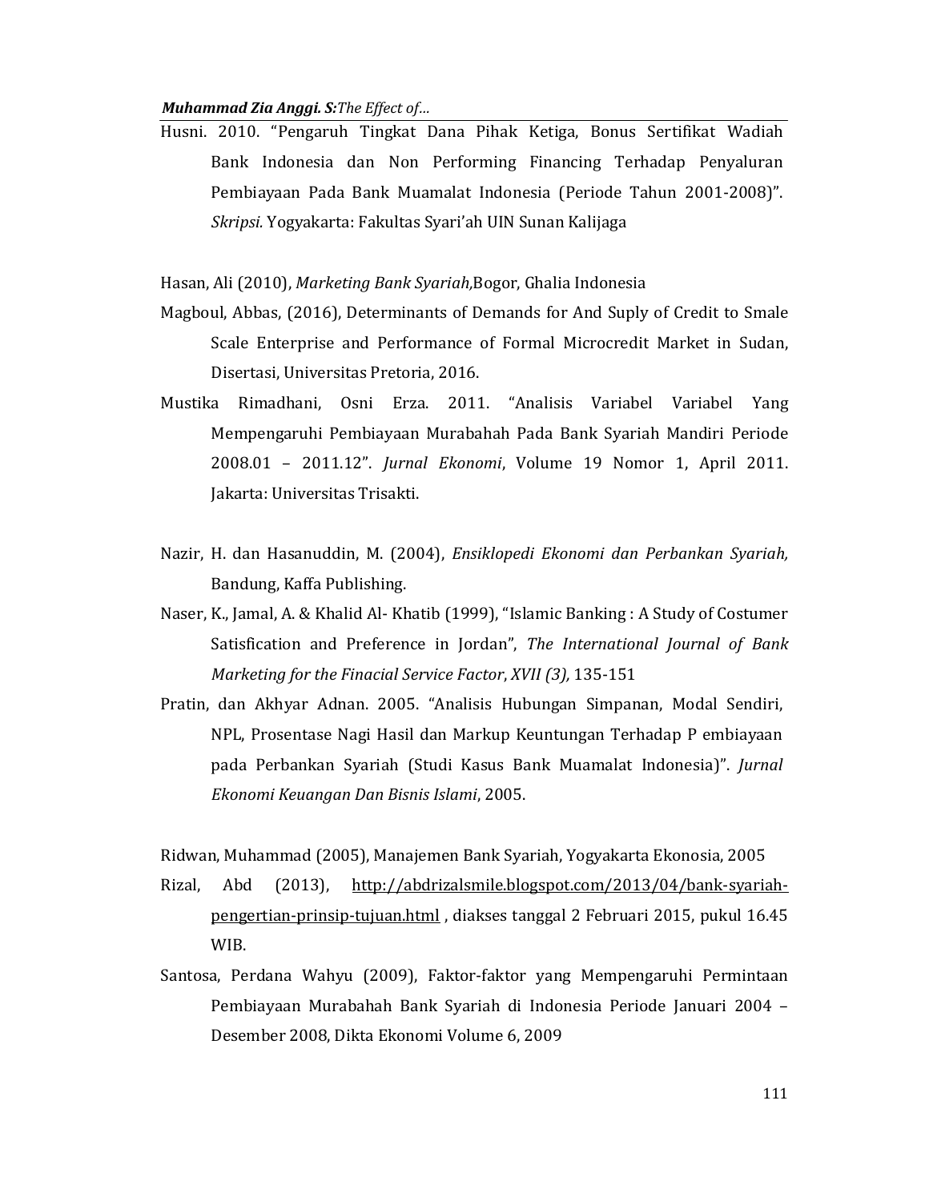Husni. 2010. "Pengaruh Tingkat Dana Pihak Ketiga, Bonus Sertifikat Wadiah Bank Indonesia dan Non Performing Financing Terhadap Penyaluran Pembiayaan Pada Bank Muamalat Indonesia (Periode Tahun 2001-2008)". *Skripsi.* Yogyakarta: Fakultas Syari'ah UIN Sunan Kalijaga

Hasan, Ali (2010), *Marketing Bank Syariah,*Bogor, Ghalia Indonesia

Magboul, Abbas, (2016), Determinants of Demands for And Suply of Credit to Smale Scale Enterprise and Performance of Formal Microcredit Market in Sudan, Disertasi, Universitas Pretoria, 2016.

Mustika Rimadhani, Osni Erza. 2011. "Analisis Variabel Variabel Yang Mempengaruhi Pembiayaan Murabahah Pada Bank Syariah Mandiri Periode 2008.01 – 2011.12". *Jurnal Ekonomi*, Volume 19 Nomor 1, April 2011. Jakarta: Universitas Trisakti.

Nazir, H. dan Hasanuddin, M. (2004), *Ensiklopedi Ekonomi dan Perbankan Syariah,* Bandung, Kaffa Publishing.

Naser, K., Jamal, A. & Khalid Al- Khatib (1999), "Islamic Banking : A Study of Costumer Satisfication and Preference in Jordan", *The International Journal of Bank Marketing for the Finacial Service Factor, XVII (3),* 135-151

Pratin, dan Akhyar Adnan. 2005. "Analisis Hubungan Simpanan, Modal Sendiri, NPL, Prosentase Nagi Hasil dan Markup Keuntungan Terhadap P embiayaan pada Perbankan Syariah (Studi Kasus Bank Muamalat Indonesia)". *Jurnal Ekonomi Keuangan Dan Bisnis Islami*, 2005.

Ridwan, Muhammad (2005), Manajemen Bank Syariah, Yogyakarta Ekonosia, 2005

Rizal, Abd (2013), http://abdrizalsmile.blogspot.com/2013/04/bank-syariah-pengertian-prinsip-tujuan.html , diakses tanggal 2 Februari 2015, pukul 16.45 WIB.

Santosa, Perdana Wahyu (2009), Faktor-faktor yang Mempengaruhi Permintaan Pembiayaan Murabahah Bank Syariah di Indonesia Periode Januari 2004 – Desember 2008, Dikta Ekonomi Volume 6, 2009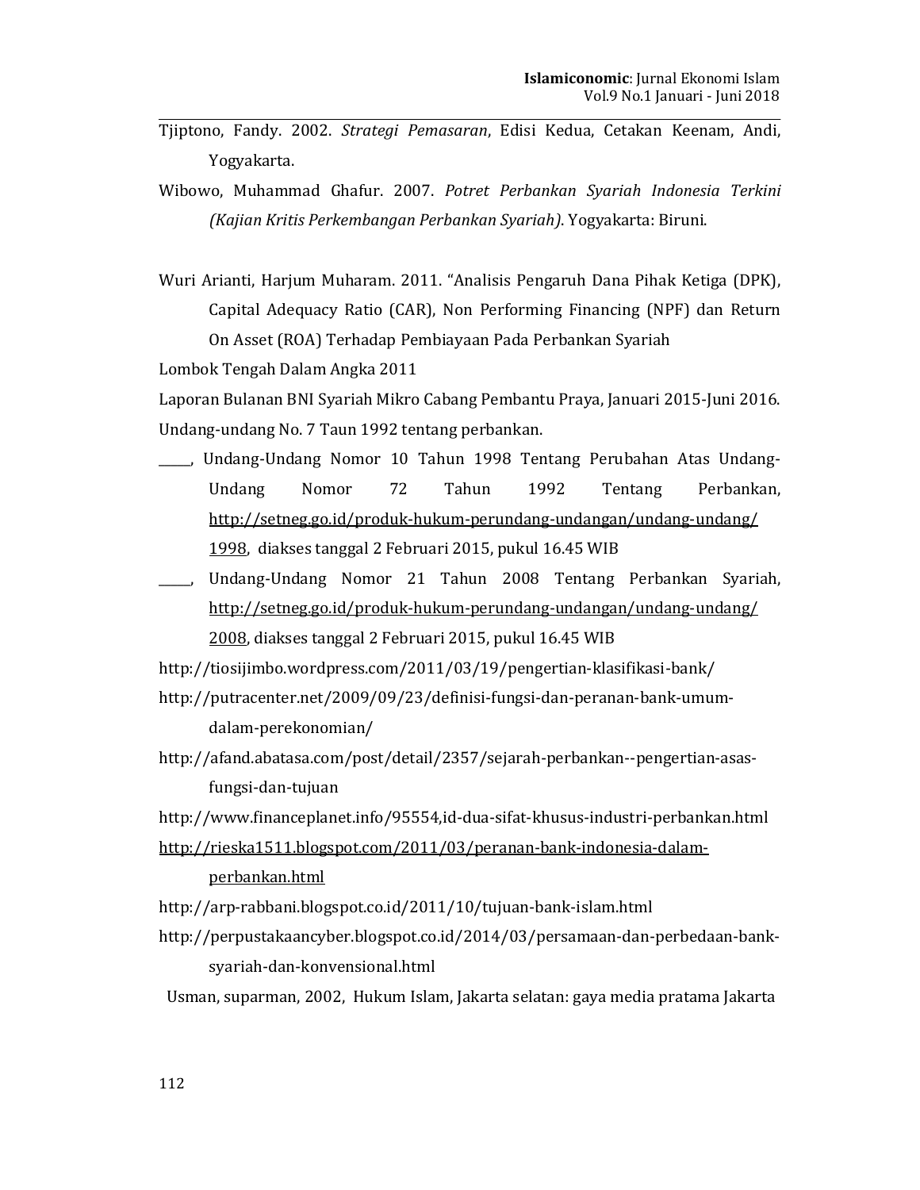Tjiptono, Fandy. 2002. *Strategi Pemasaran*, Edisi Kedua, Cetakan Keenam, Andi, Yogyakarta.

Wibowo, Muhammad Ghafur. 2007. *Potret Perbankan Syariah Indonesia Terkini (Kajian Kritis Perkembangan Perbankan Syariah)*. Yogyakarta: Biruni.

Wuri Arianti, Harjum Muharam. 2011. "Analisis Pengaruh Dana Pihak Ketiga (DPK), Capital Adequacy Ratio (CAR), Non Performing Financing (NPF) dan Return On Asset (ROA) Terhadap Pembiayaan Pada Perbankan Syariah

Lombok Tengah Dalam Angka 2011

Laporan Bulanan BNI Syariah Mikro Cabang Pembantu Praya, Januari 2015-Juni 2016.

Undang-undang No. 7 Taun 1992 tentang perbankan.

_____, Undang-Undang Nomor 10 Tahun 1998 Tentang Perubahan Atas Undang-Undang Nomor 72 Tahun 1992 Tentang Perbankan, http://setneg.go.id/produk-hukum-perundang-undangan/undang-undang/1998, diakses tanggal 2 Februari 2015, pukul 16.45 WIB

_____, Undang-Undang Nomor 21 Tahun 2008 Tentang Perbankan Syariah, http://setneg.go.id/produk-hukum-perundang-undangan/undang-undang/2008, diakses tanggal 2 Februari 2015, pukul 16.45 WIB

http://tiosijimbo.wordpress.com/2011/03/19/pengertian-klasifikasi-bank/

http://putracenter.net/2009/09/23/definisi-fungsi-dan-peranan-bank-umum-dalam-perekonomian/

http://afand.abatasa.com/post/detail/2357/sejarah-perbankan--pengertian-asas-fungsi-dan-tujuan

http://www.financeplanet.info/95554,id-dua-sifat-khusus-industri-perbankan.html

http://rieska1511.blogspot.com/2011/03/peranan-bank-indonesia-dalam-perbankan.html

http://arp-rabbani.blogspot.co.id/2011/10/tujuan-bank-islam.html

http://perpustakaancyber.blogspot.co.id/2014/03/persamaan-dan-perbedaan-bank-syariah-dan-konvensional.html

Usman, suparman, 2002, Hukum Islam, Jakarta selatan: gaya media pratama Jakarta